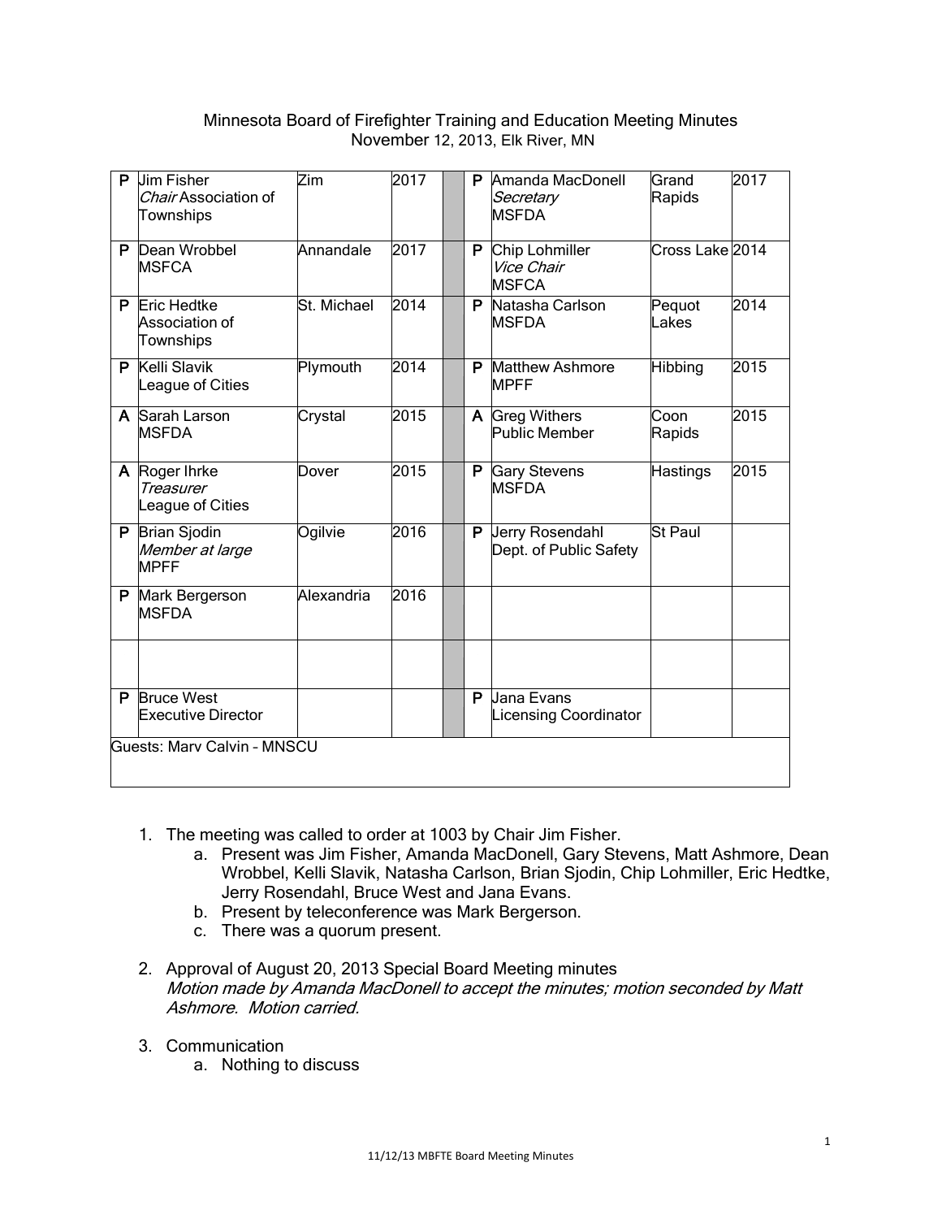Minnesota Board of Firefighter Training and Education Meeting Minutes
November 12, 2013, Elk River, MN

| | | | | | | | | |
|---|---|---|---|---|---|---|---|---|
| P | Jim Fisher<br>*Chair* Association of Townships | Zim | 2017 | | P | Amanda MacDonell<br>*Secretary*<br>MSFDA | Grand Rapids | 2017 |
| P | Dean Wrobbel<br>MSFCA | Annandale | 2017 | | P | Chip Lohmiller<br>*Vice Chair*<br>MSFCA | Cross Lake | 2014 |
| P | Eric Hedtke<br>Association of Townships | St. Michael | 2014 | | P | Natasha Carlson<br>MSFDA | Pequot Lakes | 2014 |
| P | Kelli Slavik<br>League of Cities | Plymouth | 2014 | | P | Matthew Ashmore<br>MPFF | Hibbing | 2015 |
| A | Sarah Larson<br>MSFDA | Crystal | 2015 | | A | Greg Withers<br>Public Member | Coon Rapids | 2015 |
| A | Roger Ihrke<br>*Treasurer*<br>League of Cities | Dover | 2015 | | P | Gary Stevens<br>MSFDA | Hastings | 2015 |
| P | Brian Sjodin<br>*Member at large*<br>MPFF | Ogilvie | 2016 | | P | Jerry Rosendahl<br>Dept. of Public Safety | St Paul | |
| P | Mark Bergerson<br>MSFDA | Alexandria | 2016 | | | | | |
| | | | | | | | | |
| P | Bruce West<br>Executive Director | | | | P | Jana Evans<br>Licensing Coordinator | | |
| Guests: Marv Calvin – MNSCU | | | | | | | | |

1. The meeting was called to order at 1003 by Chair Jim Fisher.
    a. Present was Jim Fisher, Amanda MacDonell, Gary Stevens, Matt Ashmore, Dean Wrobbel, Kelli Slavik, Natasha Carlson, Brian Sjodin, Chip Lohmiller, Eric Hedtke, Jerry Rosendahl, Bruce West and Jana Evans.
    b. Present by teleconference was Mark Bergerson.
    c. There was a quorum present.

2. Approval of August 20, 2013 Special Board Meeting minutes
   *Motion made by Amanda MacDonell to accept the minutes; motion seconded by Matt Ashmore. Motion carried.*

3. Communication
    a. Nothing to discuss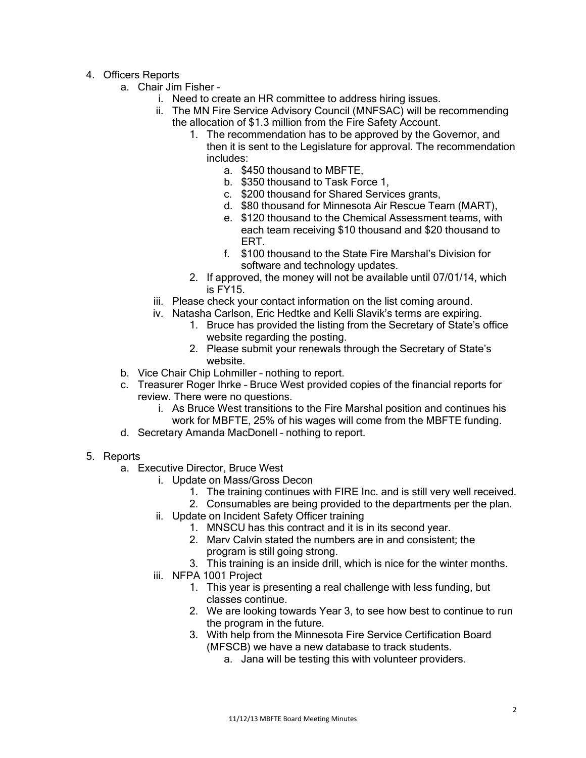4. Officers Reports
    a. Chair Jim Fisher –
        i. Need to create an HR committee to address hiring issues.
        ii. The MN Fire Service Advisory Council (MNFSAC) will be recommending the allocation of $1.3 million from the Fire Safety Account.
            1. The recommendation has to be approved by the Governor, and then it is sent to the Legislature for approval. The recommendation includes:
                a. $450 thousand to MBFTE,
                b. $350 thousand to Task Force 1,
                c. $200 thousand for Shared Services grants,
                d. $80 thousand for Minnesota Air Rescue Team (MART),
                e. $120 thousand to the Chemical Assessment teams, with each team receiving $10 thousand and $20 thousand to ERT.
                f. $100 thousand to the State Fire Marshal's Division for software and technology updates.
            2. If approved, the money will not be available until 07/01/14, which is FY15.
        iii. Please check your contact information on the list coming around.
        iv. Natasha Carlson, Eric Hedtke and Kelli Slavik's terms are expiring.
            1. Bruce has provided the listing from the Secretary of State's office website regarding the posting.
            2. Please submit your renewals through the Secretary of State's website.
    b. Vice Chair Chip Lohmiller – nothing to report.
    c. Treasurer Roger Ihrke – Bruce West provided copies of the financial reports for review. There were no questions.
        i. As Bruce West transitions to the Fire Marshal position and continues his work for MBFTE, 25% of his wages will come from the MBFTE funding.
    d. Secretary Amanda MacDonell – nothing to report.

5. Reports
    a. Executive Director, Bruce West
        i. Update on Mass/Gross Decon
            1. The training continues with FIRE Inc. and is still very well received.
            2. Consumables are being provided to the departments per the plan.
        ii. Update on Incident Safety Officer training
            1. MNSCU has this contract and it is in its second year.
            2. Marv Calvin stated the numbers are in and consistent; the program is still going strong.
            3. This training is an inside drill, which is nice for the winter months.
        iii. NFPA 1001 Project
            1. This year is presenting a real challenge with less funding, but classes continue.
            2. We are looking towards Year 3, to see how best to continue to run the program in the future.
            3. With help from the Minnesota Fire Service Certification Board (MFSCB) we have a new database to track students.
                a. Jana will be testing this with volunteer providers.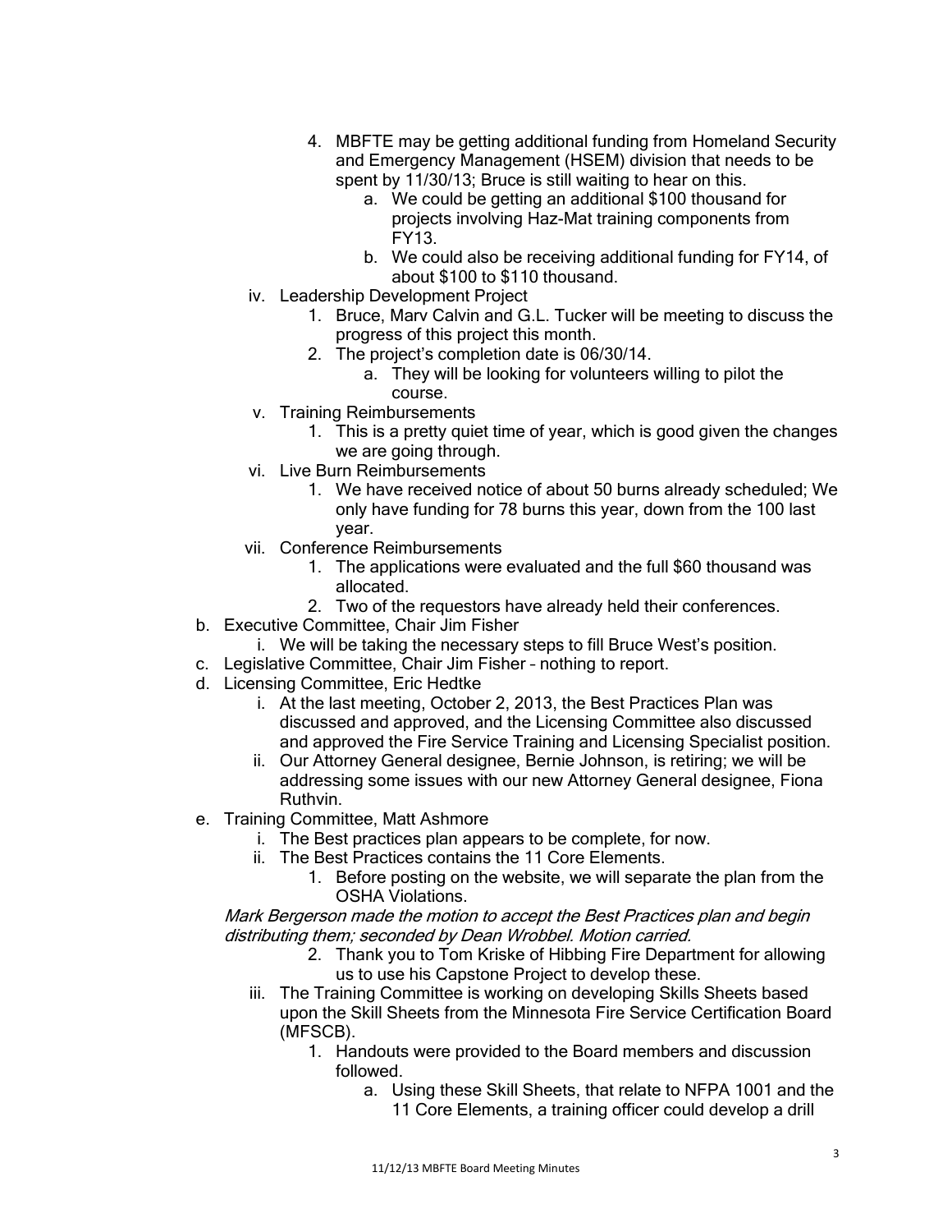4. MBFTE may be getting additional funding from Homeland Security and Emergency Management (HSEM) division that needs to be spent by 11/30/13; Bruce is still waiting to hear on this.
    a. We could be getting an additional $100 thousand for projects involving Haz-Mat training components from FY13.
    b. We could also be receiving additional funding for FY14, of about $100 to $110 thousand.

iv. Leadership Development Project
1. Bruce, Marv Calvin and G.L. Tucker will be meeting to discuss the progress of this project this month.
2. The project's completion date is 06/30/14.
    a. They will be looking for volunteers willing to pilot the course.

v. Training Reimbursements
1. This is a pretty quiet time of year, which is good given the changes we are going through.

vi. Live Burn Reimbursements
1. We have received notice of about 50 burns already scheduled; We only have funding for 78 burns this year, down from the 100 last year.

vii. Conference Reimbursements
1. The applications were evaluated and the full $60 thousand was allocated.
2. Two of the requestors have already held their conferences.

b. Executive Committee, Chair Jim Fisher
    i. We will be taking the necessary steps to fill Bruce West's position.

c. Legislative Committee, Chair Jim Fisher – nothing to report.

d. Licensing Committee, Eric Hedtke
    i. At the last meeting, October 2, 2013, the Best Practices Plan was discussed and approved, and the Licensing Committee also discussed and approved the Fire Service Training and Licensing Specialist position.
    ii. Our Attorney General designee, Bernie Johnson, is retiring; we will be addressing some issues with our new Attorney General designee, Fiona Ruthvin.

e. Training Committee, Matt Ashmore
    i. The Best practices plan appears to be complete, for now.
    ii. The Best Practices contains the 11 Core Elements.
        1. Before posting on the website, we will separate the plan from the OSHA Violations.

*Mark Bergerson made the motion to accept the Best Practices plan and begin distributing them; seconded by Dean Wrobbel. Motion carried.*

2. Thank you to Tom Kriske of Hibbing Fire Department for allowing us to use his Capstone Project to develop these.

iii. The Training Committee is working on developing Skills Sheets based upon the Skill Sheets from the Minnesota Fire Service Certification Board (MFSCB).
1. Handouts were provided to the Board members and discussion followed.
    a. Using these Skill Sheets, that relate to NFPA 1001 and the 11 Core Elements, a training officer could develop a drill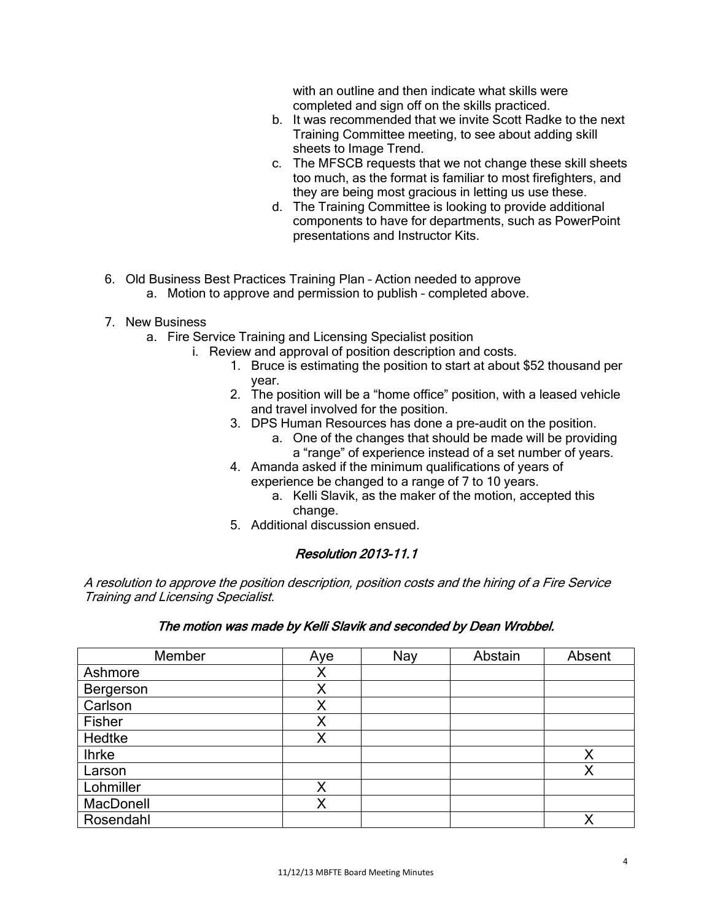with an outline and then indicate what skills were completed and sign off on the skills practiced.

   b. It was recommended that we invite Scott Radke to the next Training Committee meeting, to see about adding skill sheets to Image Trend.
   c. The MFSCB requests that we not change these skill sheets too much, as the format is familiar to most firefighters, and they are being most gracious in letting us use these.
   d. The Training Committee is looking to provide additional components to have for departments, such as PowerPoint presentations and Instructor Kits.

6. Old Business Best Practices Training Plan – Action needed to approve
   a. Motion to approve and permission to publish – completed above.

7. New Business
   a. Fire Service Training and Licensing Specialist position
      i. Review and approval of position description and costs.
         1. Bruce is estimating the position to start at about $52 thousand per year.
         2. The position will be a "home office" position, with a leased vehicle and travel involved for the position.
         3. DPS Human Resources has done a pre-audit on the position.
            a. One of the changes that should be made will be providing a "range" of experience instead of a set number of years.
         4. Amanda asked if the minimum qualifications of years of experience be changed to a range of 7 to 10 years.
            a. Kelli Slavik, as the maker of the motion, accepted this change.
         5. Additional discussion ensued.

### *Resolution 2013-11.1*

*A resolution to approve the position description, position costs and the hiring of a Fire Service Training and Licensing Specialist.*

***The motion was made by Kelli Slavik and seconded by Dean Wrobbel.***

| Member | Aye | Nay | Abstain | Absent |
|---|---|---|---|---|
| Ashmore | X | | | |
| Bergerson | X | | | |
| Carlson | X | | | |
| Fisher | X | | | |
| Hedtke | X | | | |
| Ihrke | | | | X |
| Larson | | | | X |
| Lohmiller | X | | | |
| MacDonell | X | | | |
| Rosendahl | | | | X |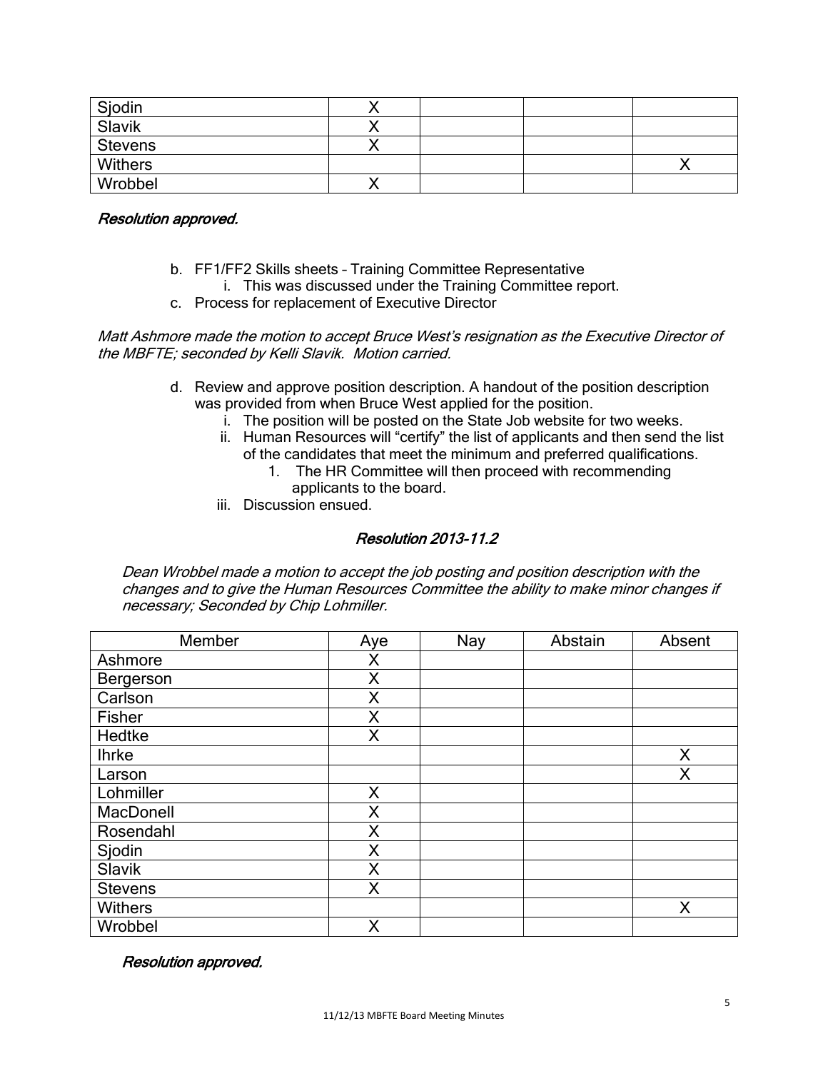| Sjodin | X | | | |
|---|---|---|---|---|
| Slavik | X | | | |
| Stevens | X | | | |
| Withers | | | | X |
| Wrobbel | X | | | |

***Resolution approved.***

b. FF1/FF2 Skills sheets – Training Committee Representative
    i. This was discussed under the Training Committee report.
c. Process for replacement of Executive Director

*Matt Ashmore made the motion to accept Bruce West's resignation as the Executive Director of the MBFTE; seconded by Kelli Slavik. Motion carried.*

d. Review and approve position description. A handout of the position description was provided from when Bruce West applied for the position.
    i. The position will be posted on the State Job website for two weeks.
    ii. Human Resources will "certify" the list of applicants and then send the list of the candidates that meet the minimum and preferred qualifications.
        1. The HR Committee will then proceed with recommending applicants to the board.
    iii. Discussion ensued.

## *Resolution 2013-11.2*

*Dean Wrobbel made a motion to accept the job posting and position description with the changes and to give the Human Resources Committee the ability to make minor changes if necessary; Seconded by Chip Lohmiller.*

| Member | Aye | Nay | Abstain | Absent |
|---|---|---|---|---|
| Ashmore | X | | | |
| Bergerson | X | | | |
| Carlson | X | | | |
| Fisher | X | | | |
| Hedtke | X | | | |
| Ihrke | | | | X |
| Larson | | | | X |
| Lohmiller | X | | | |
| MacDonell | X | | | |
| Rosendahl | X | | | |
| Sjodin | X | | | |
| Slavik | X | | | |
| Stevens | X | | | |
| Withers | | | | X |
| Wrobbel | X | | | |

***Resolution approved.***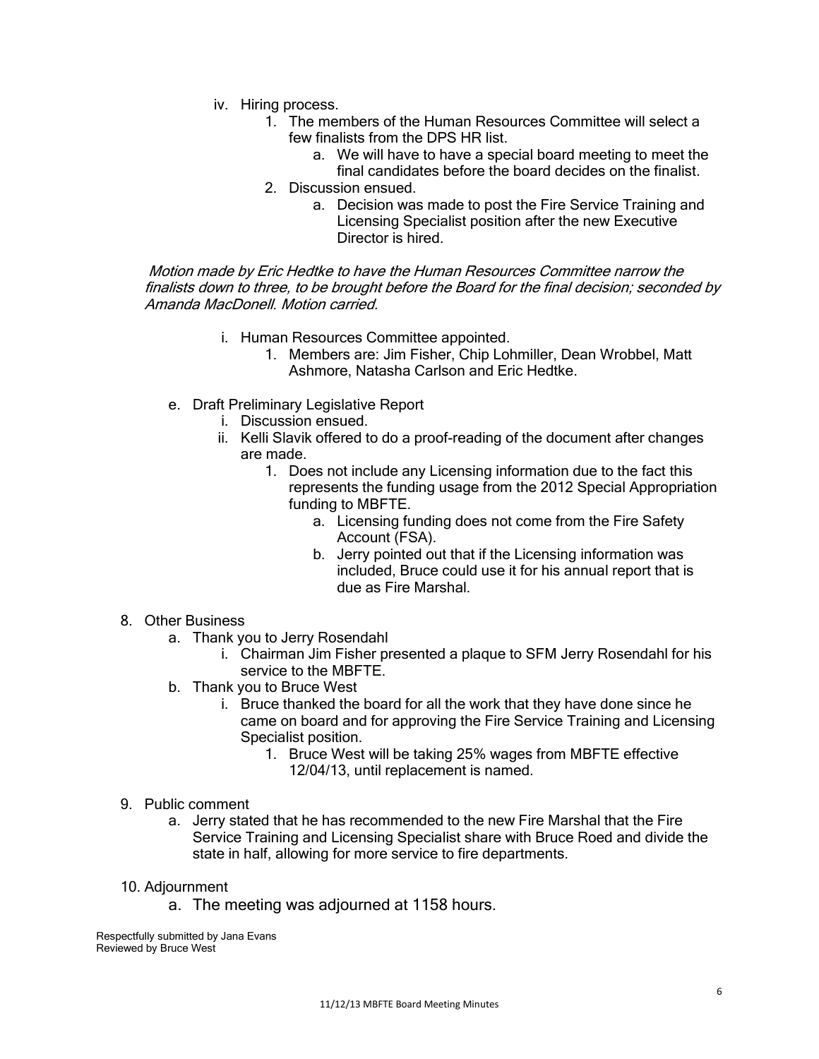iv. Hiring process.
    1. The members of the Human Resources Committee will select a few finalists from the DPS HR list.
        a. We will have to have a special board meeting to meet the final candidates before the board decides on the finalist.
    2. Discussion ensued.
        a. Decision was made to post the Fire Service Training and Licensing Specialist position after the new Executive Director is hired.

*Motion made by Eric Hedtke to have the Human Resources Committee narrow the finalists down to three, to be brought before the Board for the final decision; seconded by Amanda MacDonell. Motion carried.*

i. Human Resources Committee appointed.
    1. Members are: Jim Fisher, Chip Lohmiller, Dean Wrobbel, Matt Ashmore, Natasha Carlson and Eric Hedtke.

e. Draft Preliminary Legislative Report
    i. Discussion ensued.
    ii. Kelli Slavik offered to do a proof-reading of the document after changes are made.
        1. Does not include any Licensing information due to the fact this represents the funding usage from the 2012 Special Appropriation funding to MBFTE.
            a. Licensing funding does not come from the Fire Safety Account (FSA).
            b. Jerry pointed out that if the Licensing information was included, Bruce could use it for his annual report that is due as Fire Marshal.

8. Other Business
    a. Thank you to Jerry Rosendahl
        i. Chairman Jim Fisher presented a plaque to SFM Jerry Rosendahl for his service to the MBFTE.
    b. Thank you to Bruce West
        i. Bruce thanked the board for all the work that they have done since he came on board and for approving the Fire Service Training and Licensing Specialist position.
            1. Bruce West will be taking 25% wages from MBFTE effective 12/04/13, until replacement is named.

9. Public comment
    a. Jerry stated that he has recommended to the new Fire Marshal that the Fire Service Training and Licensing Specialist share with Bruce Roed and divide the state in half, allowing for more service to fire departments.

10. Adjournment
    a. The meeting was adjourned at 1158 hours.

Respectfully submitted by Jana Evans
Reviewed by Bruce West